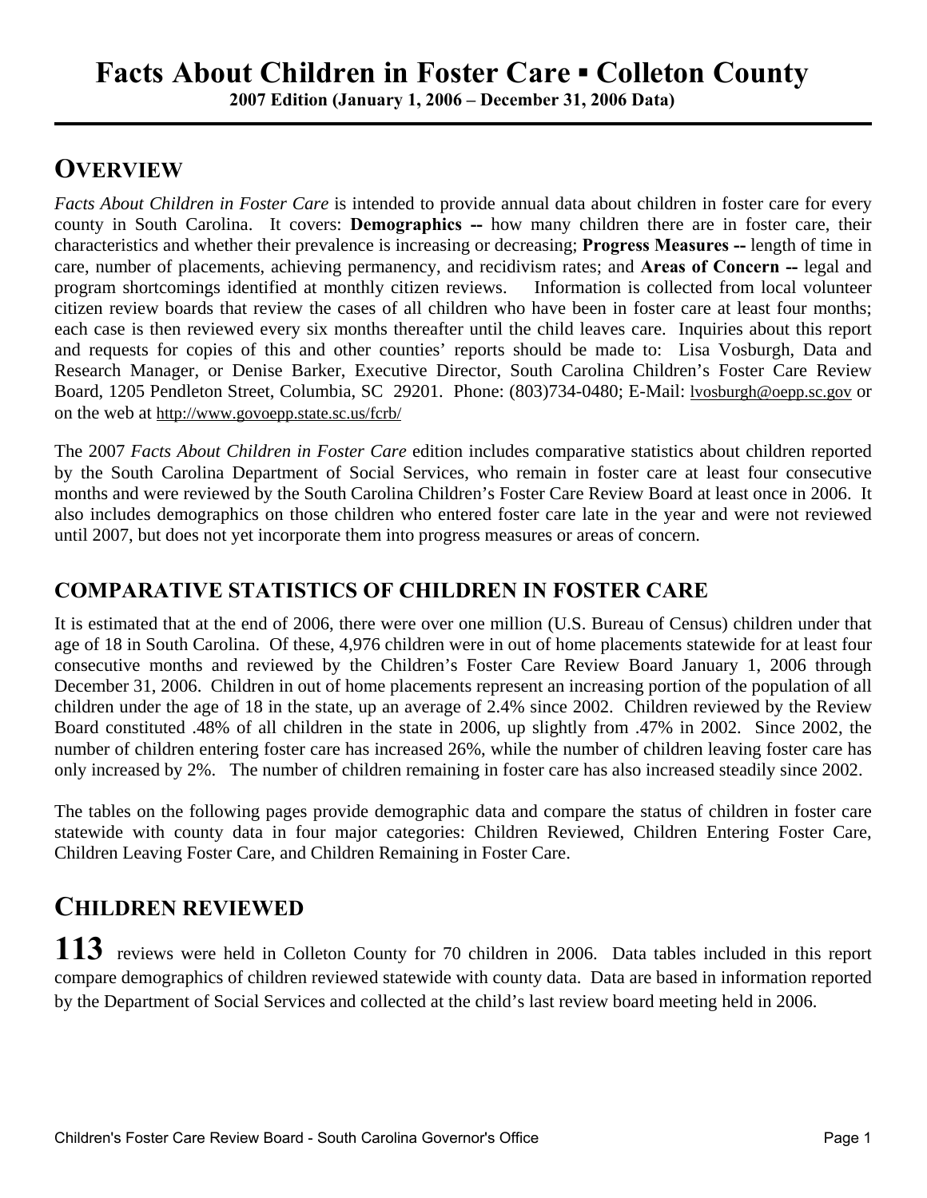# Facts About Children in Foster Care ▪ Colleton County

**2007 Edition (January 1, 2006 – December 31, 2006 Data)**

## OVERVIEW

*Facts About Children in Foster Care* is intended to provide annual data about children in foster care for every county in South Carolina. It covers: **Demographics --** how many children there are in foster care, their characteristics and whether their prevalence is increasing or decreasing; **Progress Measures --** length of time in care, number of placements, achieving permanency, and recidivism rates; and **Areas of Concern --** legal and program shortcomings identified at monthly citizen reviews. Information is collected from local volunteer citizen review boards that review the cases of all children who have been in foster care at least four months; each case is then reviewed every six months thereafter until the child leaves care. Inquiries about this report and requests for copies of this and other counties' reports should be made to: Lisa Vosburgh, Data and Research Manager, or Denise Barker, Executive Director, South Carolina Children's Foster Care Review Board, 1205 Pendleton Street, Columbia, SC 29201. Phone: (803)734-0480; E-Mail: lvosburgh@oepp.sc.gov or on the web at http://www.govoepp.state.sc.us/fcrb/

The 2007 *Facts About Children in Foster Care* edition includes comparative statistics about children reported by the South Carolina Department of Social Services, who remain in foster care at least four consecutive months and were reviewed by the South Carolina Children's Foster Care Review Board at least once in 2006. It also includes demographics on those children who entered foster care late in the year and were not reviewed until 2007, but does not yet incorporate them into progress measures or areas of concern.

## COMPARATIVE STATISTICS OF CHILDREN IN FOSTER CARE

It is estimated that at the end of 2006, there were over one million (U.S. Bureau of Census) children under that age of 18 in South Carolina. Of these, 4,976 children were in out of home placements statewide for at least four consecutive months and reviewed by the Children's Foster Care Review Board January 1, 2006 through December 31, 2006. Children in out of home placements represent an increasing portion of the population of all children under the age of 18 in the state, up an average of 2.4% since 2002. Children reviewed by the Review Board constituted .48% of all children in the state in 2006, up slightly from .47% in 2002. Since 2002, the number of children entering foster care has increased 26%, while the number of children leaving foster care has only increased by 2%. The number of children remaining in foster care has also increased steadily since 2002.

The tables on the following pages provide demographic data and compare the status of children in foster care statewide with county data in four major categories: Children Reviewed, Children Entering Foster Care, Children Leaving Foster Care, and Children Remaining in Foster Care.

## CHILDREN REVIEWED

**113** reviews were held in Colleton County for 70 children in 2006. Data tables included in this report compare demographics of children reviewed statewide with county data. Data are based in information reported by the Department of Social Services and collected at the child's last review board meeting held in 2006.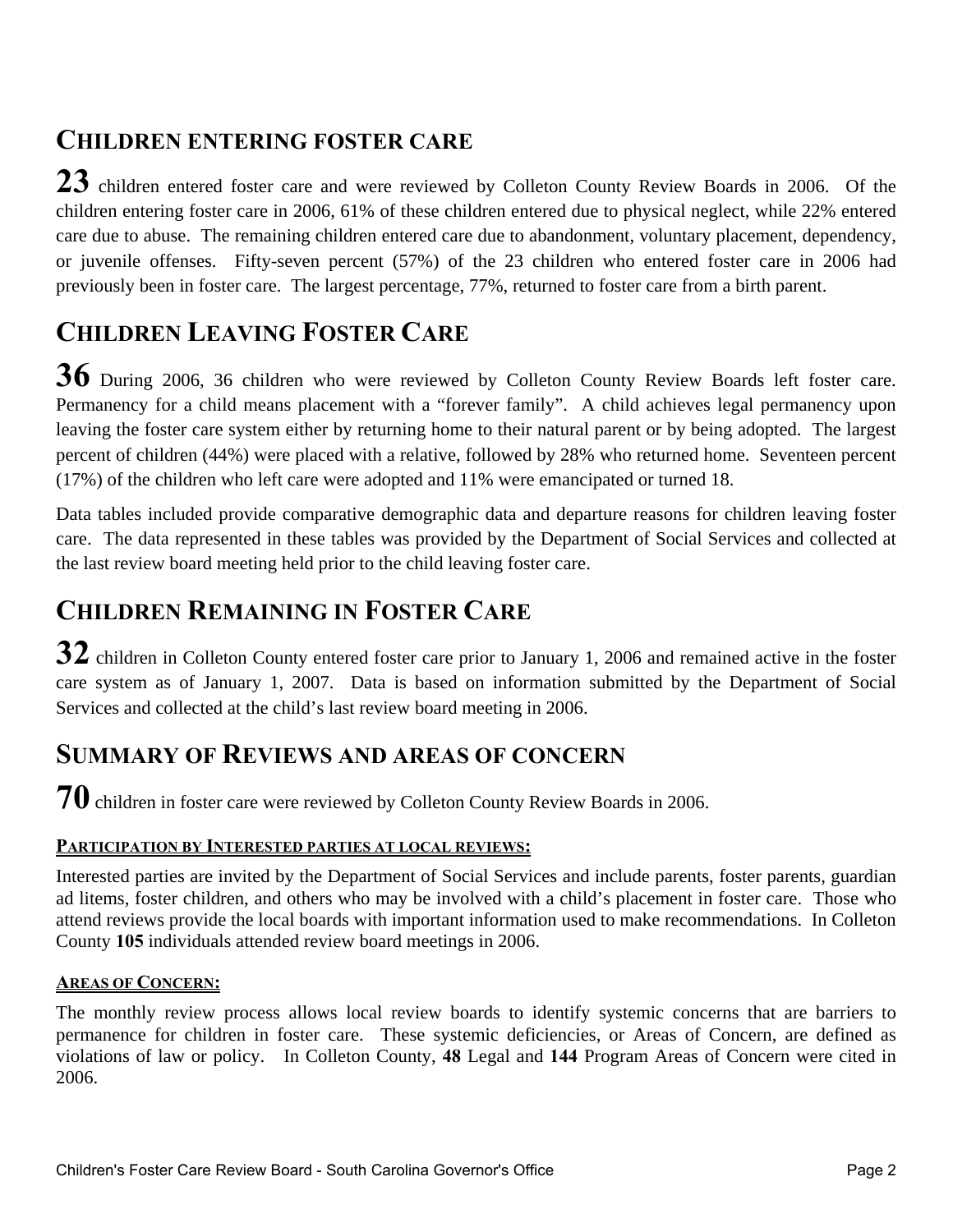## CHILDREN ENTERING FOSTER CARE

**23** children entered foster care and were reviewed by Colleton County Review Boards in 2006. Of the children entering foster care in 2006, 61% of these children entered due to physical neglect, while 22% entered care due to abuse. The remaining children entered care due to abandonment, voluntary placement, dependency, or juvenile offenses. Fifty-seven percent (57%) of the 23 children who entered foster care in 2006 had previously been in foster care. The largest percentage, 77%, returned to foster care from a birth parent.

## CHILDREN LEAVING FOSTER CARE

**36** During 2006, 36 children who were reviewed by Colleton County Review Boards left foster care. Permanency for a child means placement with a "forever family". A child achieves legal permanency upon leaving the foster care system either by returning home to their natural parent or by being adopted. The largest percent of children (44%) were placed with a relative, followed by 28% who returned home. Seventeen percent (17%) of the children who left care were adopted and 11% were emancipated or turned 18.

Data tables included provide comparative demographic data and departure reasons for children leaving foster care. The data represented in these tables was provided by the Department of Social Services and collected at the last review board meeting held prior to the child leaving foster care.

## CHILDREN REMAINING IN FOSTER CARE

**32** children in Colleton County entered foster care prior to January 1, 2006 and remained active in the foster care system as of January 1, 2007. Data is based on information submitted by the Department of Social Services and collected at the child's last review board meeting in 2006.

## SUMMARY OF REVIEWS AND AREAS OF CONCERN

**70** children in foster care were reviewed by Colleton County Review Boards in 2006.

### PARTICIPATION BY INTERESTED PARTIES AT LOCAL REVIEWS:

Interested parties are invited by the Department of Social Services and include parents, foster parents, guardian ad litems, foster children, and others who may be involved with a child's placement in foster care. Those who attend reviews provide the local boards with important information used to make recommendations. In Colleton County **105** individuals attended review board meetings in 2006.

### AREAS OF CONCERN:

The monthly review process allows local review boards to identify systemic concerns that are barriers to permanence for children in foster care. These systemic deficiencies, or Areas of Concern, are defined as violations of law or policy. In Colleton County, **48** Legal and **144** Program Areas of Concern were cited in 2006.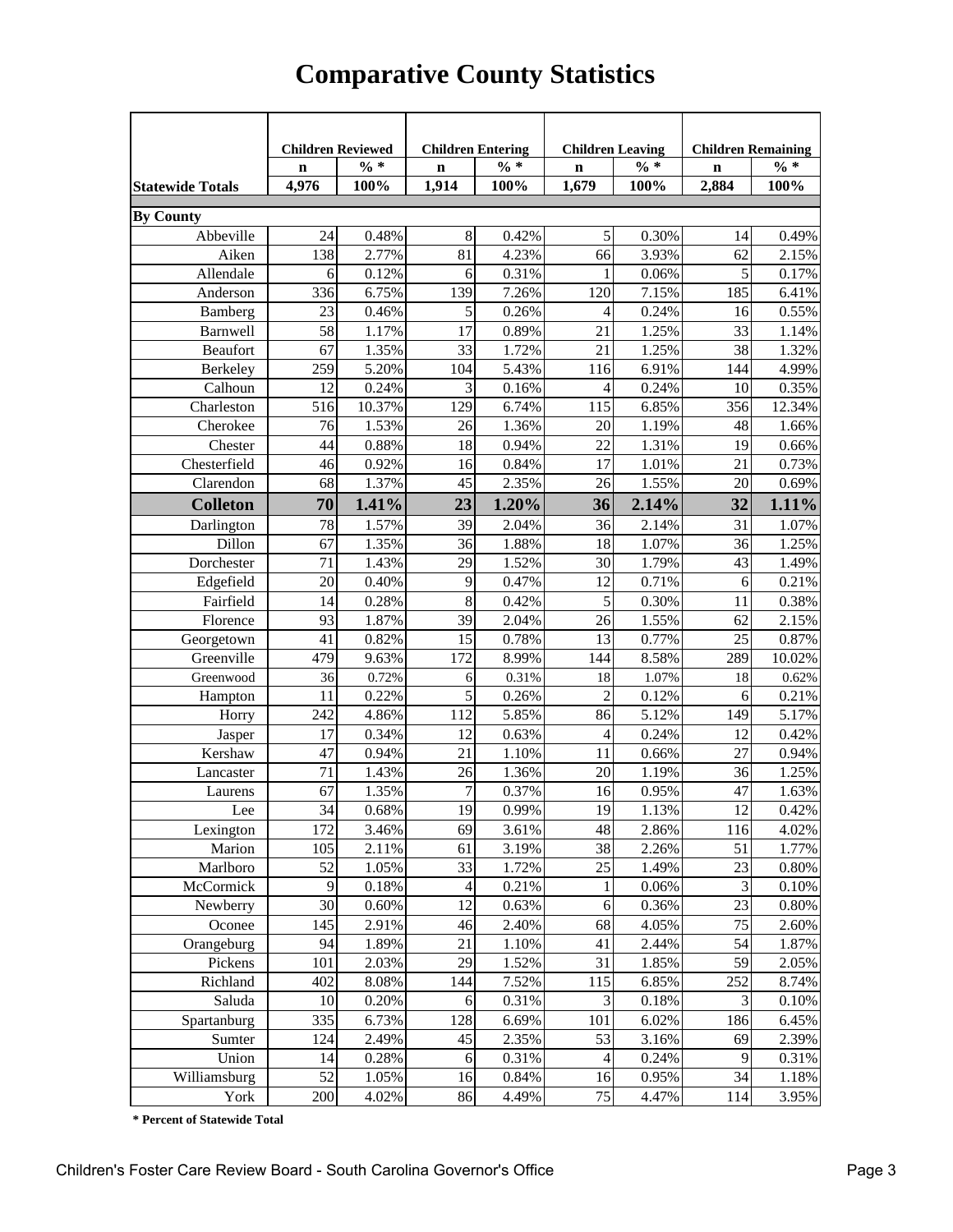# Comparative County Statistics

| | Children Reviewed | | Children Entering | | Children Leaving | | Children Remaining | |
|---|---|---|---|---|---|---|---|---|
| | n | % * | n | % * | n | % * | n | % * |
| **Statewide Totals** | **4,976** | **100%** | **1,914** | **100%** | **1,679** | **100%** | **2,884** | **100%** |
| **By County** | | | | | | | | |
| Abbeville | 24 | 0.48% | 8 | 0.42% | 5 | 0.30% | 14 | 0.49% |
| Aiken | 138 | 2.77% | 81 | 4.23% | 66 | 3.93% | 62 | 2.15% |
| Allendale | 6 | 0.12% | 6 | 0.31% | 1 | 0.06% | 5 | 0.17% |
| Anderson | 336 | 6.75% | 139 | 7.26% | 120 | 7.15% | 185 | 6.41% |
| Bamberg | 23 | 0.46% | 5 | 0.26% | 4 | 0.24% | 16 | 0.55% |
| Barnwell | 58 | 1.17% | 17 | 0.89% | 21 | 1.25% | 33 | 1.14% |
| Beaufort | 67 | 1.35% | 33 | 1.72% | 21 | 1.25% | 38 | 1.32% |
| Berkeley | 259 | 5.20% | 104 | 5.43% | 116 | 6.91% | 144 | 4.99% |
| Calhoun | 12 | 0.24% | 3 | 0.16% | 4 | 0.24% | 10 | 0.35% |
| Charleston | 516 | 10.37% | 129 | 6.74% | 115 | 6.85% | 356 | 12.34% |
| Cherokee | 76 | 1.53% | 26 | 1.36% | 20 | 1.19% | 48 | 1.66% |
| Chester | 44 | 0.88% | 18 | 0.94% | 22 | 1.31% | 19 | 0.66% |
| Chesterfield | 46 | 0.92% | 16 | 0.84% | 17 | 1.01% | 21 | 0.73% |
| Clarendon | 68 | 1.37% | 45 | 2.35% | 26 | 1.55% | 20 | 0.69% |
| **Colleton** | **70** | **1.41%** | **23** | **1.20%** | **36** | **2.14%** | **32** | **1.11%** |
| Darlington | 78 | 1.57% | 39 | 2.04% | 36 | 2.14% | 31 | 1.07% |
| Dillon | 67 | 1.35% | 36 | 1.88% | 18 | 1.07% | 36 | 1.25% |
| Dorchester | 71 | 1.43% | 29 | 1.52% | 30 | 1.79% | 43 | 1.49% |
| Edgefield | 20 | 0.40% | 9 | 0.47% | 12 | 0.71% | 6 | 0.21% |
| Fairfield | 14 | 0.28% | 8 | 0.42% | 5 | 0.30% | 11 | 0.38% |
| Florence | 93 | 1.87% | 39 | 2.04% | 26 | 1.55% | 62 | 2.15% |
| Georgetown | 41 | 0.82% | 15 | 0.78% | 13 | 0.77% | 25 | 0.87% |
| Greenville | 479 | 9.63% | 172 | 8.99% | 144 | 8.58% | 289 | 10.02% |
| Greenwood | 36 | 0.72% | 6 | 0.31% | 18 | 1.07% | 18 | 0.62% |
| Hampton | 11 | 0.22% | 5 | 0.26% | 2 | 0.12% | 6 | 0.21% |
| Horry | 242 | 4.86% | 112 | 5.85% | 86 | 5.12% | 149 | 5.17% |
| Jasper | 17 | 0.34% | 12 | 0.63% | 4 | 0.24% | 12 | 0.42% |
| Kershaw | 47 | 0.94% | 21 | 1.10% | 11 | 0.66% | 27 | 0.94% |
| Lancaster | 71 | 1.43% | 26 | 1.36% | 20 | 1.19% | 36 | 1.25% |
| Laurens | 67 | 1.35% | 7 | 0.37% | 16 | 0.95% | 47 | 1.63% |
| Lee | 34 | 0.68% | 19 | 0.99% | 19 | 1.13% | 12 | 0.42% |
| Lexington | 172 | 3.46% | 69 | 3.61% | 48 | 2.86% | 116 | 4.02% |
| Marion | 105 | 2.11% | 61 | 3.19% | 38 | 2.26% | 51 | 1.77% |
| Marlboro | 52 | 1.05% | 33 | 1.72% | 25 | 1.49% | 23 | 0.80% |
| McCormick | 9 | 0.18% | 4 | 0.21% | 1 | 0.06% | 3 | 0.10% |
| Newberry | 30 | 0.60% | 12 | 0.63% | 6 | 0.36% | 23 | 0.80% |
| Oconee | 145 | 2.91% | 46 | 2.40% | 68 | 4.05% | 75 | 2.60% |
| Orangeburg | 94 | 1.89% | 21 | 1.10% | 41 | 2.44% | 54 | 1.87% |
| Pickens | 101 | 2.03% | 29 | 1.52% | 31 | 1.85% | 59 | 2.05% |
| Richland | 402 | 8.08% | 144 | 7.52% | 115 | 6.85% | 252 | 8.74% |
| Saluda | 10 | 0.20% | 6 | 0.31% | 3 | 0.18% | 3 | 0.10% |
| Spartanburg | 335 | 6.73% | 128 | 6.69% | 101 | 6.02% | 186 | 6.45% |
| Sumter | 124 | 2.49% | 45 | 2.35% | 53 | 3.16% | 69 | 2.39% |
| Union | 14 | 0.28% | 6 | 0.31% | 4 | 0.24% | 9 | 0.31% |
| Williamsburg | 52 | 1.05% | 16 | 0.84% | 16 | 0.95% | 34 | 1.18% |
| York | 200 | 4.02% | 86 | 4.49% | 75 | 4.47% | 114 | 3.95% |

**\* Percent of Statewide Total**

Children's Foster Care Review Board - South Carolina Governor's Office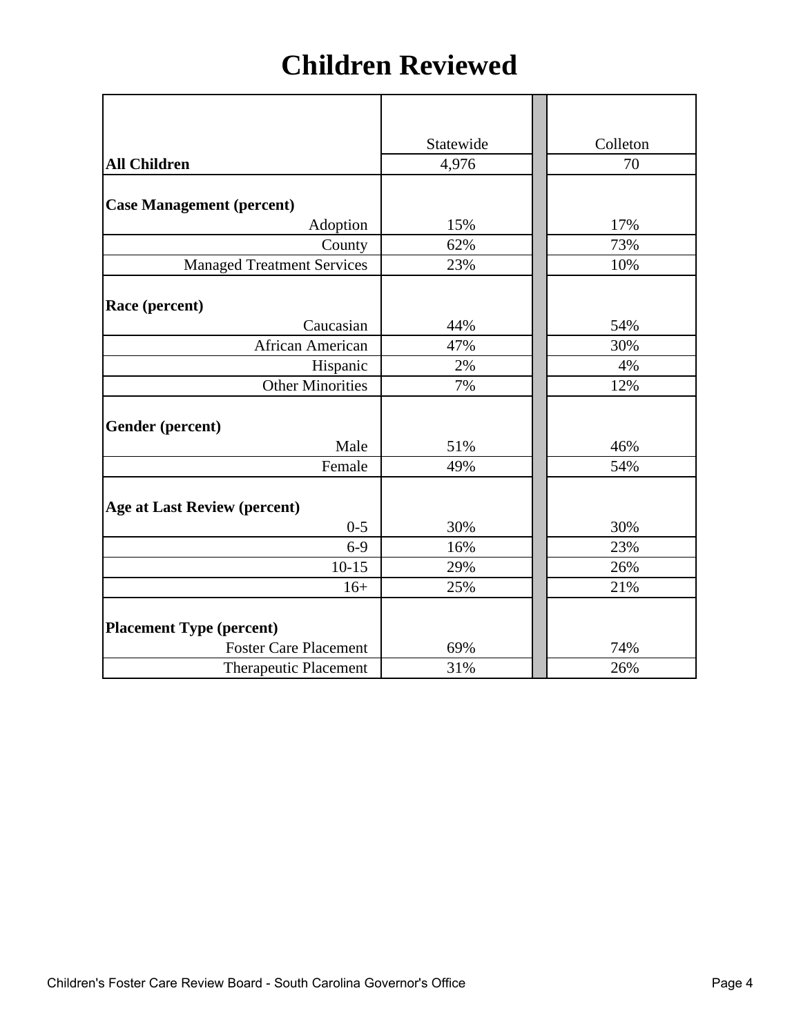# Children Reviewed

| | Statewide | | Colleton |
|---|---|---|---|
| **All Children** | 4,976 | | 70 |
| **Case Management (percent)** | | | |
| Adoption | 15% | | 17% |
| County | 62% | | 73% |
| Managed Treatment Services | 23% | | 10% |
| **Race (percent)** | | | |
| Caucasian | 44% | | 54% |
| African American | 47% | | 30% |
| Hispanic | 2% | | 4% |
| Other Minorities | 7% | | 12% |
| **Gender (percent)** | | | |
| Male | 51% | | 46% |
| Female | 49% | | 54% |
| **Age at Last Review (percent)** | | | |
| 0-5 | 30% | | 30% |
| 6-9 | 16% | | 23% |
| 10-15 | 29% | | 26% |
| 16+ | 25% | | 21% |
| **Placement Type (percent)** | | | |
| Foster Care Placement | 69% | | 74% |
| Therapeutic Placement | 31% | | 26% |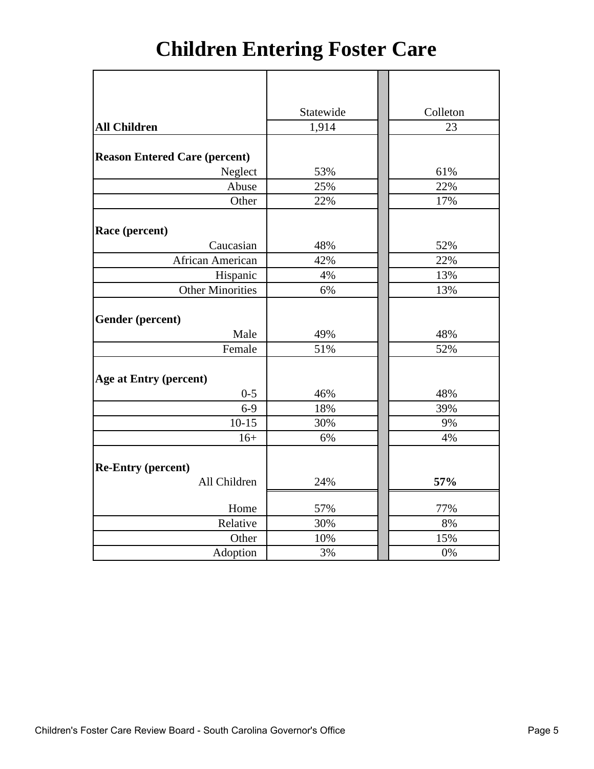# Children Entering Foster Care

| | Statewide | Colleton |
|---|---|---|
| **All Children** | 1,914 | 23 |
| **Reason Entered Care (percent)** | | |
| Neglect | 53% | 61% |
| Abuse | 25% | 22% |
| Other | 22% | 17% |
| **Race (percent)** | | |
| Caucasian | 48% | 52% |
| African American | 42% | 22% |
| Hispanic | 4% | 13% |
| Other Minorities | 6% | 13% |
| **Gender (percent)** | | |
| Male | 49% | 48% |
| Female | 51% | 52% |
| **Age at Entry (percent)** | | |
| 0-5 | 46% | 48% |
| 6-9 | 18% | 39% |
| 10-15 | 30% | 9% |
| 16+ | 6% | 4% |
| **Re-Entry (percent)** | | |
| All Children | 24% | **57%** |
| Home | 57% | 77% |
| Relative | 30% | 8% |
| Other | 10% | 15% |
| Adoption | 3% | 0% |

Children's Foster Care Review Board - South Carolina Governor's Office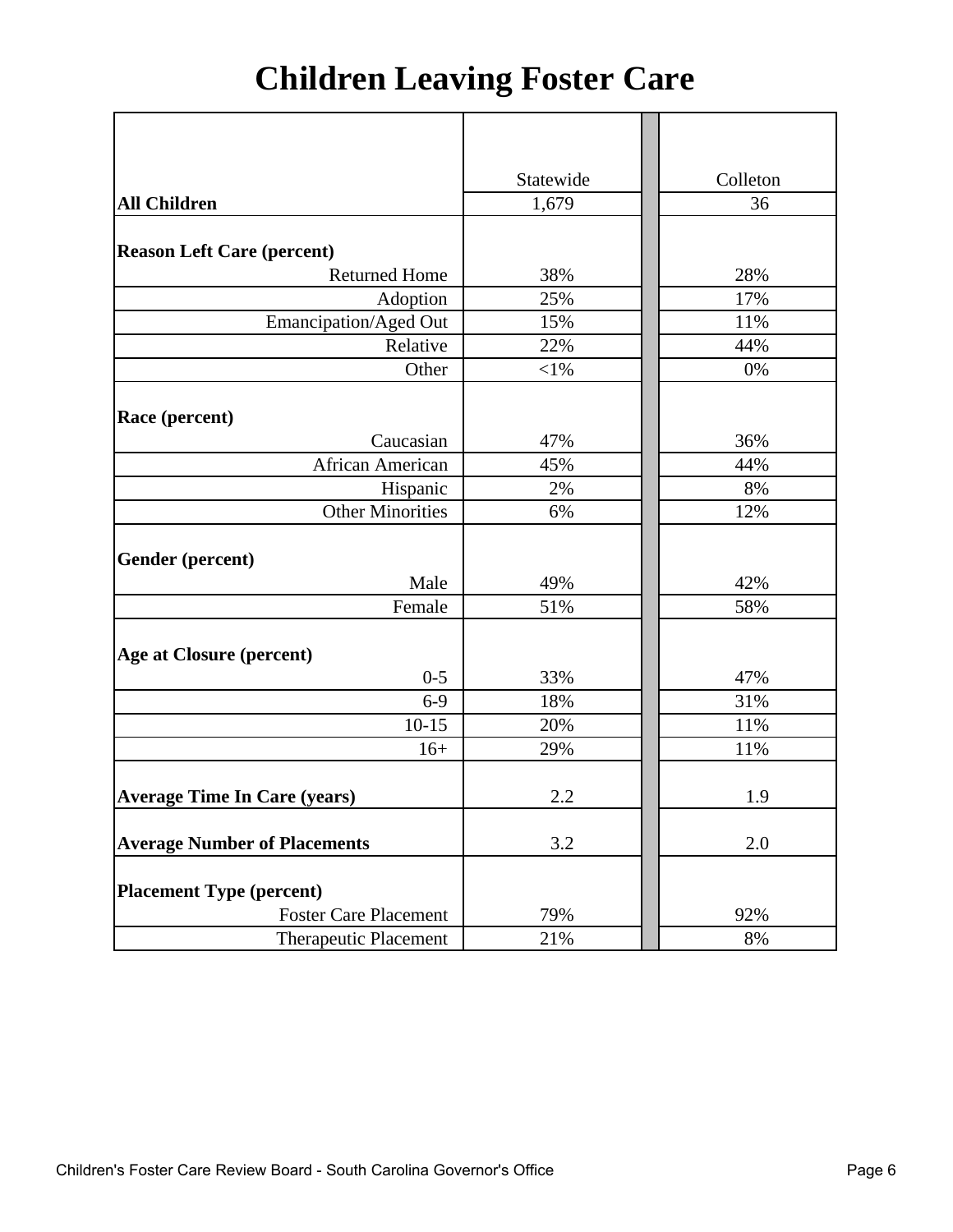# Children Leaving Foster Care

| | Statewide | Colleton |
|---|---|---|
| **All Children** | 1,679 | 36 |
| **Reason Left Care (percent)** | | |
| Returned Home | 38% | 28% |
| Adoption | 25% | 17% |
| Emancipation/Aged Out | 15% | 11% |
| Relative | 22% | 44% |
| Other | <1% | 0% |
| **Race (percent)** | | |
| Caucasian | 47% | 36% |
| African American | 45% | 44% |
| Hispanic | 2% | 8% |
| Other Minorities | 6% | 12% |
| **Gender (percent)** | | |
| Male | 49% | 42% |
| Female | 51% | 58% |
| **Age at Closure (percent)** | | |
| 0-5 | 33% | 47% |
| 6-9 | 18% | 31% |
| 10-15 | 20% | 11% |
| 16+ | 29% | 11% |
| **Average Time In Care (years)** | 2.2 | 1.9 |
| **Average Number of Placements** | 3.2 | 2.0 |
| **Placement Type (percent)** | | |
| Foster Care Placement | 79% | 92% |
| Therapeutic Placement | 21% | 8% |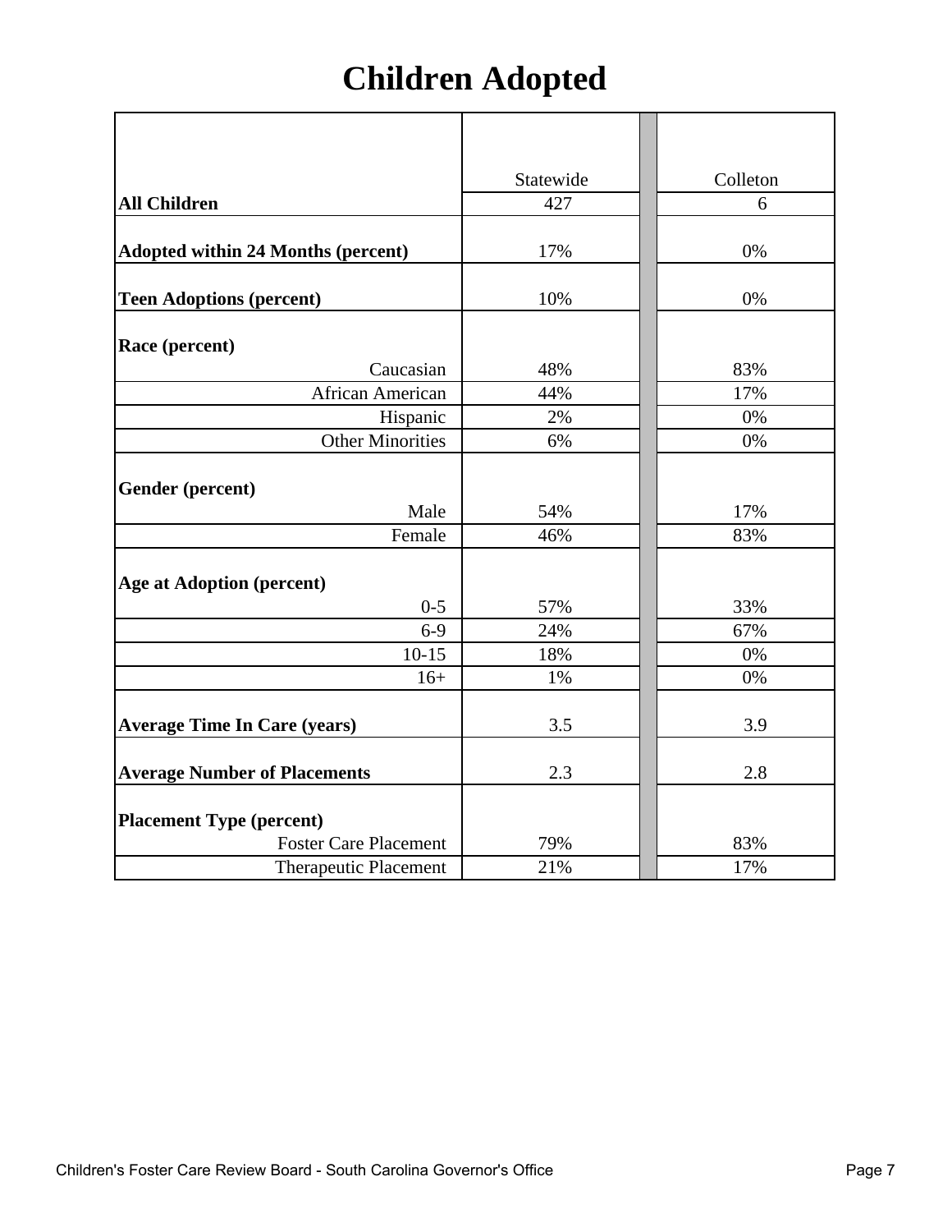# Children Adopted

| | Statewide | Colleton |
|---|---|---|
| **All Children** | 427 | 6 |
| **Adopted within 24 Months (percent)** | 17% | 0% |
| **Teen Adoptions (percent)** | 10% | 0% |
| **Race (percent)** | | |
| Caucasian | 48% | 83% |
| African American | 44% | 17% |
| Hispanic | 2% | 0% |
| Other Minorities | 6% | 0% |
| **Gender (percent)** | | |
| Male | 54% | 17% |
| Female | 46% | 83% |
| **Age at Adoption (percent)** | | |
| 0-5 | 57% | 33% |
| 6-9 | 24% | 67% |
| 10-15 | 18% | 0% |
| 16+ | 1% | 0% |
| **Average Time In Care (years)** | 3.5 | 3.9 |
| **Average Number of Placements** | 2.3 | 2.8 |
| **Placement Type (percent)** | | |
| Foster Care Placement | 79% | 83% |
| Therapeutic Placement | 21% | 17% |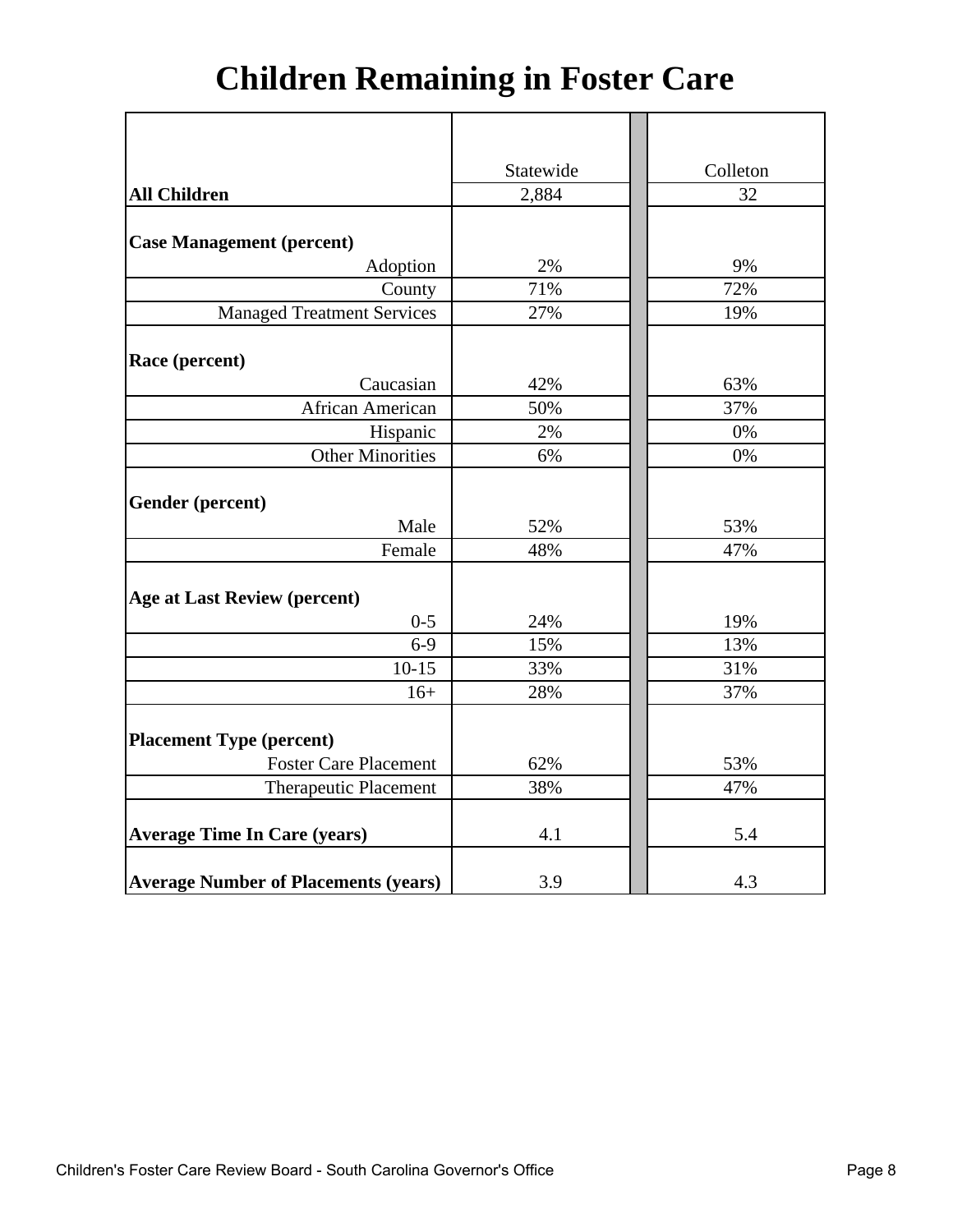# Children Remaining in Foster Care

| | Statewide | Colleton |
|---|---|---|
| **All Children** | 2,884 | 32 |
| **Case Management (percent)** | | |
| Adoption | 2% | 9% |
| County | 71% | 72% |
| Managed Treatment Services | 27% | 19% |
| **Race (percent)** | | |
| Caucasian | 42% | 63% |
| African American | 50% | 37% |
| Hispanic | 2% | 0% |
| Other Minorities | 6% | 0% |
| **Gender (percent)** | | |
| Male | 52% | 53% |
| Female | 48% | 47% |
| **Age at Last Review (percent)** | | |
| 0-5 | 24% | 19% |
| 6-9 | 15% | 13% |
| 10-15 | 33% | 31% |
| 16+ | 28% | 37% |
| **Placement Type (percent)** | | |
| Foster Care Placement | 62% | 53% |
| Therapeutic Placement | 38% | 47% |
| **Average Time In Care (years)** | 4.1 | 5.4 |
| **Average Number of Placements (years)** | 3.9 | 4.3 |

Children's Foster Care Review Board - South Carolina Governor's Office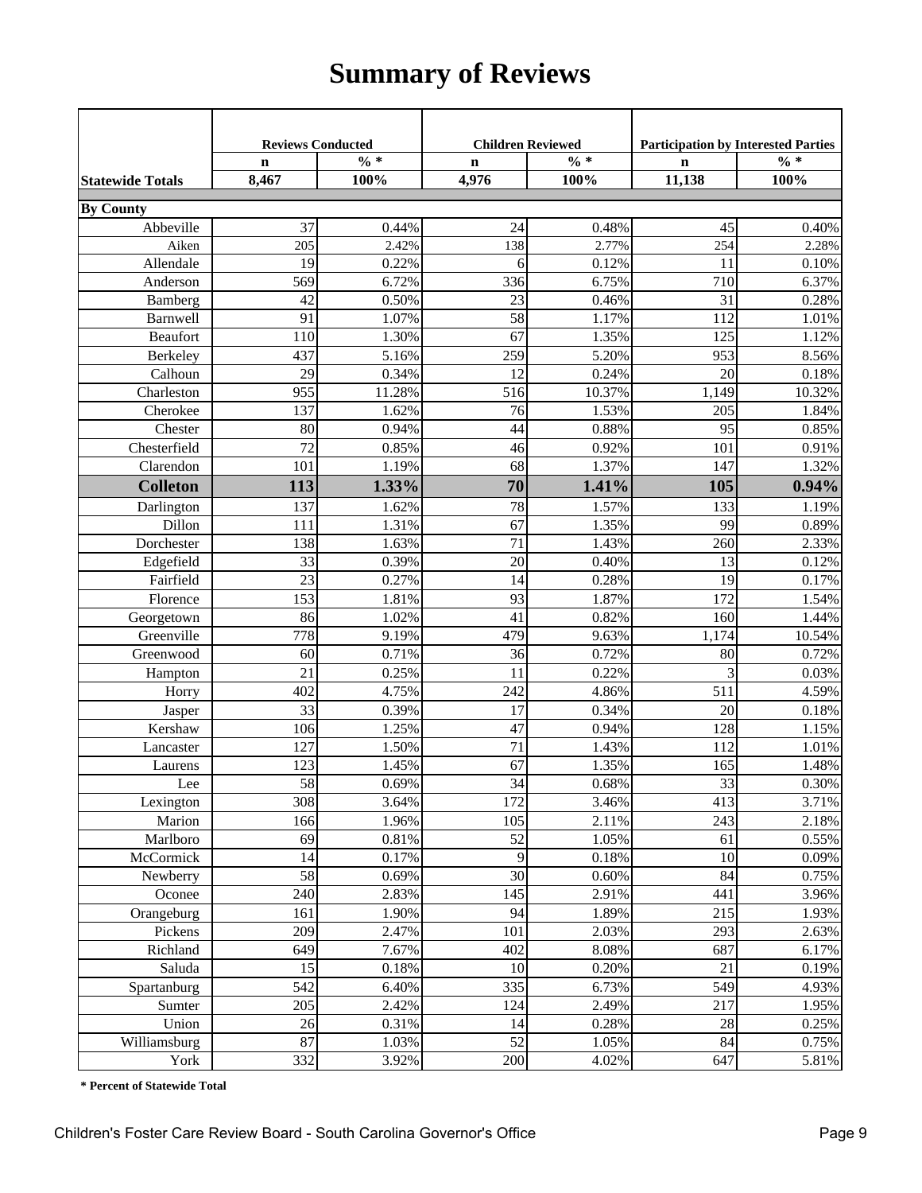# Summary of Reviews

| | Reviews Conducted | | Children Reviewed | | Participation by Interested Parties | |
|---|---|---|---|---|---|---|
| | n | % * | n | % * | n | % * |
| **Statewide Totals** | **8,467** | **100%** | **4,976** | **100%** | **11,138** | **100%** |
| **By County** | | | | | | |
| Abbeville | 37 | 0.44% | 24 | 0.48% | 45 | 0.40% |
| Aiken | 205 | 2.42% | 138 | 2.77% | 254 | 2.28% |
| Allendale | 19 | 0.22% | 6 | 0.12% | 11 | 0.10% |
| Anderson | 569 | 6.72% | 336 | 6.75% | 710 | 6.37% |
| Bamberg | 42 | 0.50% | 23 | 0.46% | 31 | 0.28% |
| Barnwell | 91 | 1.07% | 58 | 1.17% | 112 | 1.01% |
| Beaufort | 110 | 1.30% | 67 | 1.35% | 125 | 1.12% |
| Berkeley | 437 | 5.16% | 259 | 5.20% | 953 | 8.56% |
| Calhoun | 29 | 0.34% | 12 | 0.24% | 20 | 0.18% |
| Charleston | 955 | 11.28% | 516 | 10.37% | 1,149 | 10.32% |
| Cherokee | 137 | 1.62% | 76 | 1.53% | 205 | 1.84% |
| Chester | 80 | 0.94% | 44 | 0.88% | 95 | 0.85% |
| Chesterfield | 72 | 0.85% | 46 | 0.92% | 101 | 0.91% |
| Clarendon | 101 | 1.19% | 68 | 1.37% | 147 | 1.32% |
| **Colleton** | **113** | **1.33%** | **70** | **1.41%** | **105** | **0.94%** |
| Darlington | 137 | 1.62% | 78 | 1.57% | 133 | 1.19% |
| Dillon | 111 | 1.31% | 67 | 1.35% | 99 | 0.89% |
| Dorchester | 138 | 1.63% | 71 | 1.43% | 260 | 2.33% |
| Edgefield | 33 | 0.39% | 20 | 0.40% | 13 | 0.12% |
| Fairfield | 23 | 0.27% | 14 | 0.28% | 19 | 0.17% |
| Florence | 153 | 1.81% | 93 | 1.87% | 172 | 1.54% |
| Georgetown | 86 | 1.02% | 41 | 0.82% | 160 | 1.44% |
| Greenville | 778 | 9.19% | 479 | 9.63% | 1,174 | 10.54% |
| Greenwood | 60 | 0.71% | 36 | 0.72% | 80 | 0.72% |
| Hampton | 21 | 0.25% | 11 | 0.22% | 3 | 0.03% |
| Horry | 402 | 4.75% | 242 | 4.86% | 511 | 4.59% |
| Jasper | 33 | 0.39% | 17 | 0.34% | 20 | 0.18% |
| Kershaw | 106 | 1.25% | 47 | 0.94% | 128 | 1.15% |
| Lancaster | 127 | 1.50% | 71 | 1.43% | 112 | 1.01% |
| Laurens | 123 | 1.45% | 67 | 1.35% | 165 | 1.48% |
| Lee | 58 | 0.69% | 34 | 0.68% | 33 | 0.30% |
| Lexington | 308 | 3.64% | 172 | 3.46% | 413 | 3.71% |
| Marion | 166 | 1.96% | 105 | 2.11% | 243 | 2.18% |
| Marlboro | 69 | 0.81% | 52 | 1.05% | 61 | 0.55% |
| McCormick | 14 | 0.17% | 9 | 0.18% | 10 | 0.09% |
| Newberry | 58 | 0.69% | 30 | 0.60% | 84 | 0.75% |
| Oconee | 240 | 2.83% | 145 | 2.91% | 441 | 3.96% |
| Orangeburg | 161 | 1.90% | 94 | 1.89% | 215 | 1.93% |
| Pickens | 209 | 2.47% | 101 | 2.03% | 293 | 2.63% |
| Richland | 649 | 7.67% | 402 | 8.08% | 687 | 6.17% |
| Saluda | 15 | 0.18% | 10 | 0.20% | 21 | 0.19% |
| Spartanburg | 542 | 6.40% | 335 | 6.73% | 549 | 4.93% |
| Sumter | 205 | 2.42% | 124 | 2.49% | 217 | 1.95% |
| Union | 26 | 0.31% | 14 | 0.28% | 28 | 0.25% |
| Williamsburg | 87 | 1.03% | 52 | 1.05% | 84 | 0.75% |
| York | 332 | 3.92% | 200 | 4.02% | 647 | 5.81% |

**\* Percent of Statewide Total**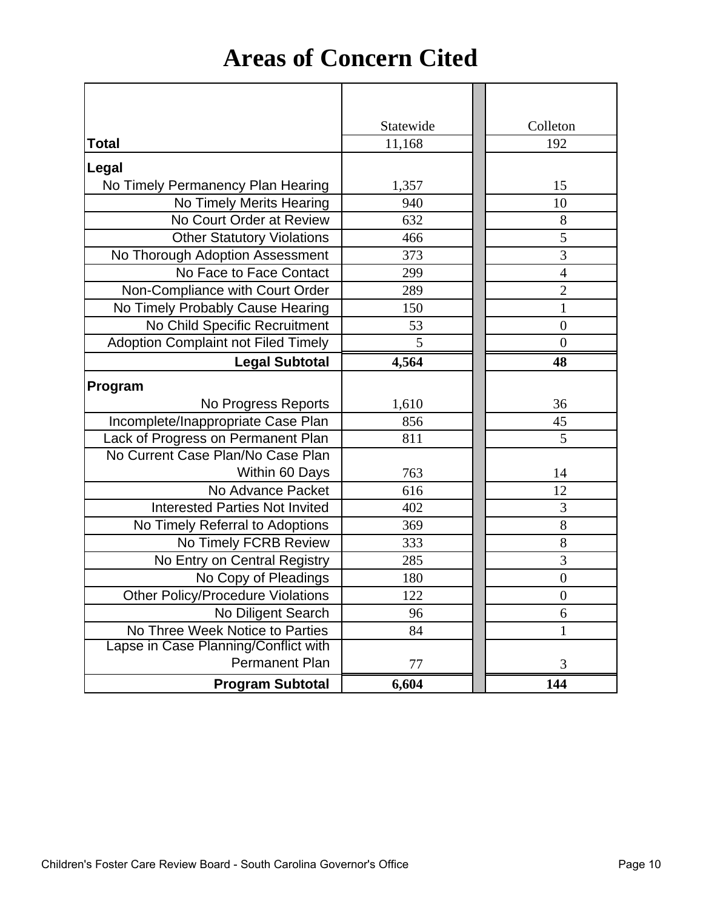# Areas of Concern Cited

| | Statewide | Colleton |
|---|---|---|
| **Total** | 11,168 | 192 |
| **Legal** | | |
| No Timely Permanency Plan Hearing | 1,357 | 15 |
| No Timely Merits Hearing | 940 | 10 |
| No Court Order at Review | 632 | 8 |
| Other Statutory Violations | 466 | 5 |
| No Thorough Adoption Assessment | 373 | 3 |
| No Face to Face Contact | 299 | 4 |
| Non-Compliance with Court Order | 289 | 2 |
| No Timely Probably Cause Hearing | 150 | 1 |
| No Child Specific Recruitment | 53 | 0 |
| Adoption Complaint not Filed Timely | 5 | 0 |
| **Legal Subtotal** | **4,564** | **48** |
| **Program** | | |
| No Progress Reports | 1,610 | 36 |
| Incomplete/Inappropriate Case Plan | 856 | 45 |
| Lack of Progress on Permanent Plan | 811 | 5 |
| No Current Case Plan/No Case Plan Within 60 Days | 763 | 14 |
| No Advance Packet | 616 | 12 |
| Interested Parties Not Invited | 402 | 3 |
| No Timely Referral to Adoptions | 369 | 8 |
| No Timely FCRB Review | 333 | 8 |
| No Entry on Central Registry | 285 | 3 |
| No Copy of Pleadings | 180 | 0 |
| Other Policy/Procedure Violations | 122 | 0 |
| No Diligent Search | 96 | 6 |
| No Three Week Notice to Parties | 84 | 1 |
| Lapse in Case Planning/Conflict with Permanent Plan | 77 | 3 |
| **Program Subtotal** | **6,604** | **144** |